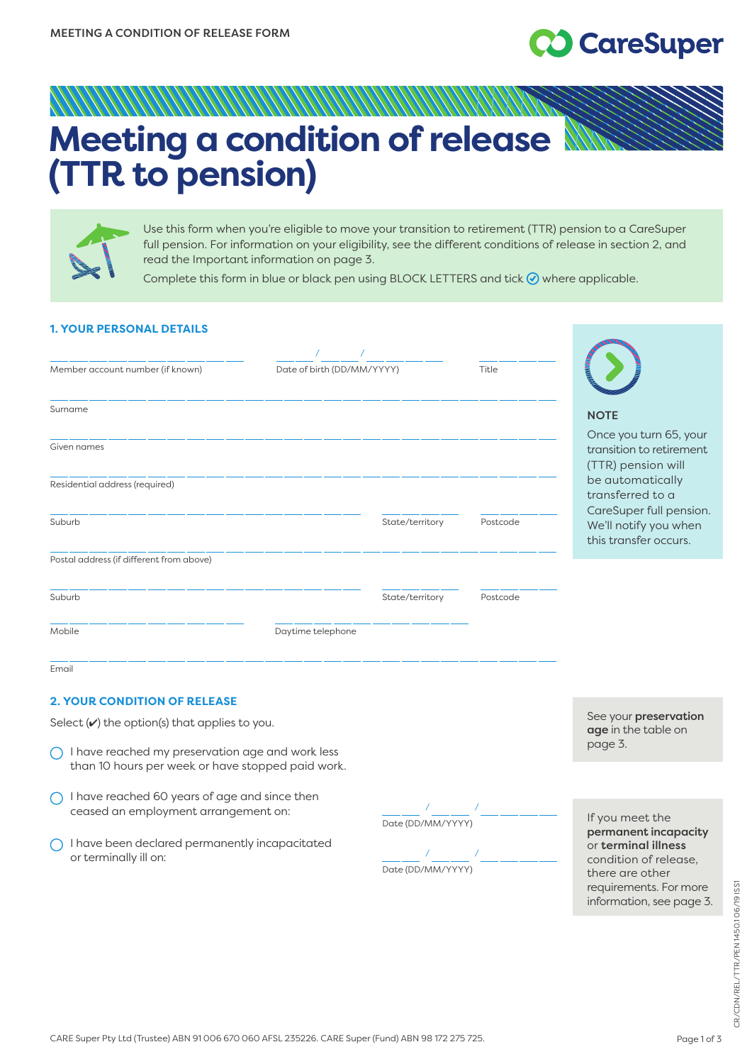MEETING A CONDITION OF RELEASE FORM

CareSuper

# Meeting a condition of release (TTR to pension)

Use this form when you're eligible to move your transition to retirement (TTR) pension to a CareSuper full pension. For information on your eligibility, see the different conditions of release in section 2, and read the Important information on page 3.

Complete this form in blue or black pen using BLOCK LETTERS and tick ✓ where applicable.

## 1. YOUR PERSONAL DETAILS

Member account number (if known) ______________

Date of birth (DD/MM/YYYY) ___ / ___ / _____

Title ______

Surname ______________________________

Given names ______________________________

Residential address (required) ______________________________

Suburb ______________ State/territory ______ Postcode ______

Postal address (if different from above) ______________________________

Suburb ______________ State/territory ______ Postcode ______

Mobile ______________

Daytime telephone ______________

Email ______________________________

**NOTE**

Once you turn 65, your transition to retirement (TTR) pension will be automatically transferred to a CareSuper full pension. We'll notify you when this transfer occurs.

## 2. YOUR CONDITION OF RELEASE

Select (✔) the option(s) that applies to you.

- ◯ I have reached my preservation age and work less than 10 hours per week or have stopped paid work.
- ◯ I have reached 60 years of age and since then ceased an employment arrangement on: ___ / ___ / _____ Date (DD/MM/YYYY)
- ◯ I have been declared permanently incapacitated or terminally ill on: ___ / ___ / _____ Date (DD/MM/YYYY)

See your **preservation age** in the table on page 3.

If you meet the **permanent incapacity** or **terminal illness** condition of release, there are other requirements. For more information, see page 3.

CR/CDN/REL/TTR/PEN 1450.1 06/19 ISS1

CARE Super Pty Ltd (Trustee) ABN 91 006 670 060 AFSL 235226. CARE Super (Fund) ABN 98 172 275 725.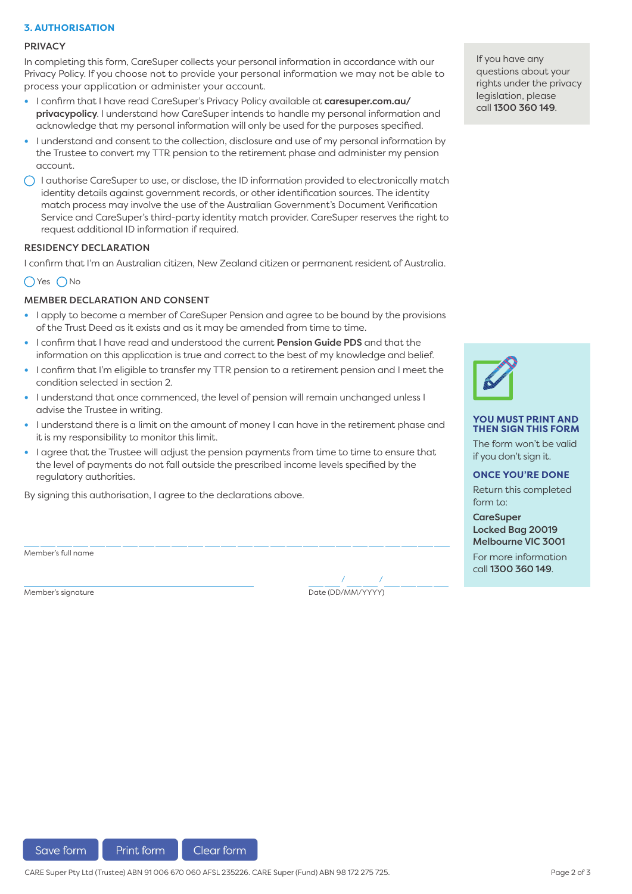## 3. AUTHORISATION

### PRIVACY

In completing this form, CareSuper collects your personal information in accordance with our Privacy Policy. If you choose not to provide your personal information we may not be able to process your application or administer your account.

- I confirm that I have read CareSuper's Privacy Policy available at **caresuper.com.au/privacypolicy**. I understand how CareSuper intends to handle my personal information and acknowledge that my personal information will only be used for the purposes specified.
- I understand and consent to the collection, disclosure and use of my personal information by the Trustee to convert my TTR pension to the retirement phase and administer my pension account.

◯ I authorise CareSuper to use, or disclose, the ID information provided to electronically match identity details against government records, or other identification sources. The identity match process may involve the use of the Australian Government's Document Verification Service and CareSuper's third-party identity match provider. CareSuper reserves the right to request additional ID information if required.

If you have any questions about your rights under the privacy legislation, please call **1300 360 149**.

### RESIDENCY DECLARATION

I confirm that I'm an Australian citizen, New Zealand citizen or permanent resident of Australia.

◯ Yes ◯ No

### MEMBER DECLARATION AND CONSENT

- I apply to become a member of CareSuper Pension and agree to be bound by the provisions of the Trust Deed as it exists and as it may be amended from time to time.
- I confirm that I have read and understood the current **Pension Guide PDS** and that the information on this application is true and correct to the best of my knowledge and belief.
- I confirm that I'm eligible to transfer my TTR pension to a retirement pension and I meet the condition selected in section 2.
- I understand that once commenced, the level of pension will remain unchanged unless I advise the Trustee in writing.
- I understand there is a limit on the amount of money I can have in the retirement phase and it is my responsibility to monitor this limit.
- I agree that the Trustee will adjust the pension payments from time to time to ensure that the level of payments do not fall outside the prescribed income levels specified by the regulatory authorities.

By signing this authorisation, I agree to the declarations above.

Member's full name: ______________________________

Member's signature: ______________________________

Date (DD/MM/YYYY): ____ / ____ / ________

**YOU MUST PRINT AND THEN SIGN THIS FORM**

The form won't be valid if you don't sign it.

**ONCE YOU'RE DONE**

Return this completed form to:

**CareSuper**
**Locked Bag 20019**
**Melbourne VIC 3001**

For more information call **1300 360 149**.

CARE Super Pty Ltd (Trustee) ABN 91 006 670 060 AFSL 235226. CARE Super (Fund) ABN 98 172 275 725.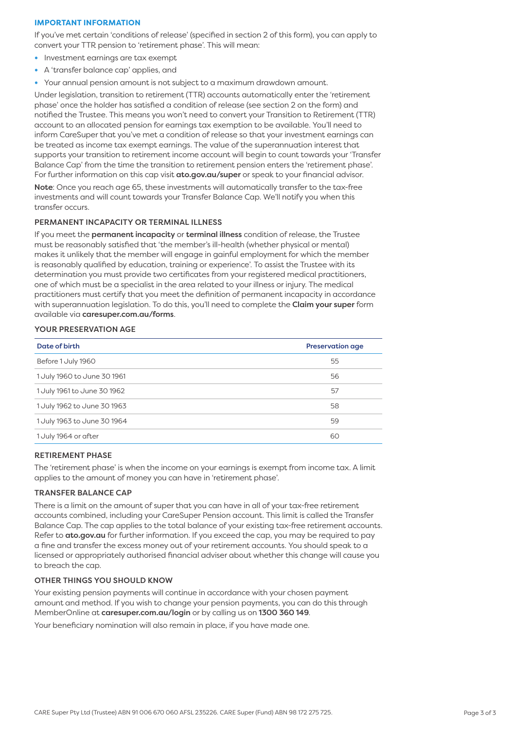## IMPORTANT INFORMATION

If you've met certain 'conditions of release' (specified in section 2 of this form), you can apply to convert your TTR pension to 'retirement phase'. This will mean:

- Investment earnings are tax exempt
- A 'transfer balance cap' applies, and
- Your annual pension amount is not subject to a maximum drawdown amount.

Under legislation, transition to retirement (TTR) accounts automatically enter the 'retirement phase' once the holder has satisfied a condition of release (see section 2 on the form) and notified the Trustee. This means you won't need to convert your Transition to Retirement (TTR) account to an allocated pension for earnings tax exemption to be available. You'll need to inform CareSuper that you've met a condition of release so that your investment earnings can be treated as income tax exempt earnings. The value of the superannuation interest that supports your transition to retirement income account will begin to count towards your 'Transfer Balance Cap' from the time the transition to retirement pension enters the 'retirement phase'. For further information on this cap visit **ato.gov.au/super** or speak to your financial advisor.

**Note**: Once you reach age 65, these investments will automatically transfer to the tax-free investments and will count towards your Transfer Balance Cap. We'll notify you when this transfer occurs.

### PERMANENT INCAPACITY OR TERMINAL ILLNESS

If you meet the **permanent incapacity** or **terminal illness** condition of release, the Trustee must be reasonably satisfied that 'the member's ill-health (whether physical or mental) makes it unlikely that the member will engage in gainful employment for which the member is reasonably qualified by education, training or experience'. To assist the Trustee with its determination you must provide two certificates from your registered medical practitioners, one of which must be a specialist in the area related to your illness or injury. The medical practitioners must certify that you meet the definition of permanent incapacity in accordance with superannuation legislation. To do this, you'll need to complete the **Claim your super** form available via **caresuper.com.au/forms**.

### YOUR PRESERVATION AGE

| Date of birth | Preservation age |
|---|---|
| Before 1 July 1960 | 55 |
| 1 July 1960 to June 30 1961 | 56 |
| 1 July 1961 to June 30 1962 | 57 |
| 1 July 1962 to June 30 1963 | 58 |
| 1 July 1963 to June 30 1964 | 59 |
| 1 July 1964 or after | 60 |

### RETIREMENT PHASE

The 'retirement phase' is when the income on your earnings is exempt from income tax. A limit applies to the amount of money you can have in 'retirement phase'.

### TRANSFER BALANCE CAP

There is a limit on the amount of super that you can have in all of your tax-free retirement accounts combined, including your CareSuper Pension account. This limit is called the Transfer Balance Cap. The cap applies to the total balance of your existing tax-free retirement accounts. Refer to **ato.gov.au** for further information. If you exceed the cap, you may be required to pay a fine and transfer the excess money out of your retirement accounts. You should speak to a licensed or appropriately authorised financial adviser about whether this change will cause you to breach the cap.

### OTHER THINGS YOU SHOULD KNOW

Your existing pension payments will continue in accordance with your chosen payment amount and method. If you wish to change your pension payments, you can do this through MemberOnline at **caresuper.com.au/login** or by calling us on **1300 360 149**.

Your beneficiary nomination will also remain in place, if you have made one.

CARE Super Pty Ltd (Trustee) ABN 91 006 670 060 AFSL 235226. CARE Super (Fund) ABN 98 172 275 725.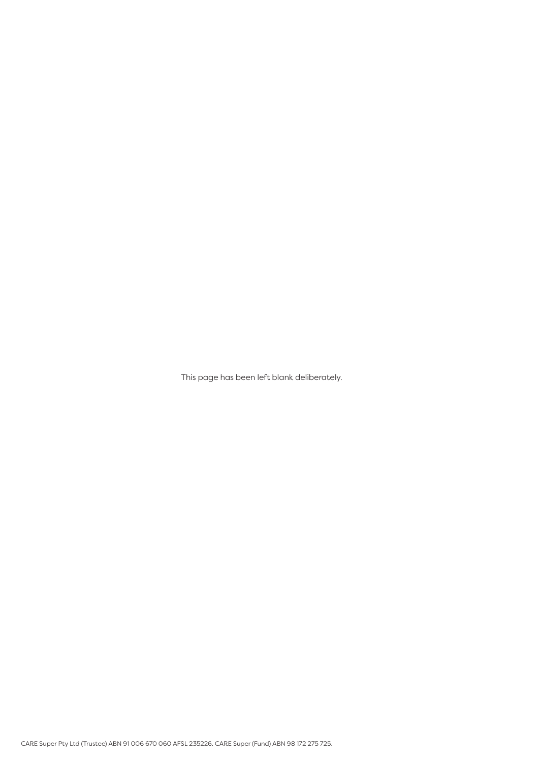This page has been left blank deliberately.

CARE Super Pty Ltd (Trustee) ABN 91 006 670 060 AFSL 235226. CARE Super (Fund) ABN 98 172 275 725.